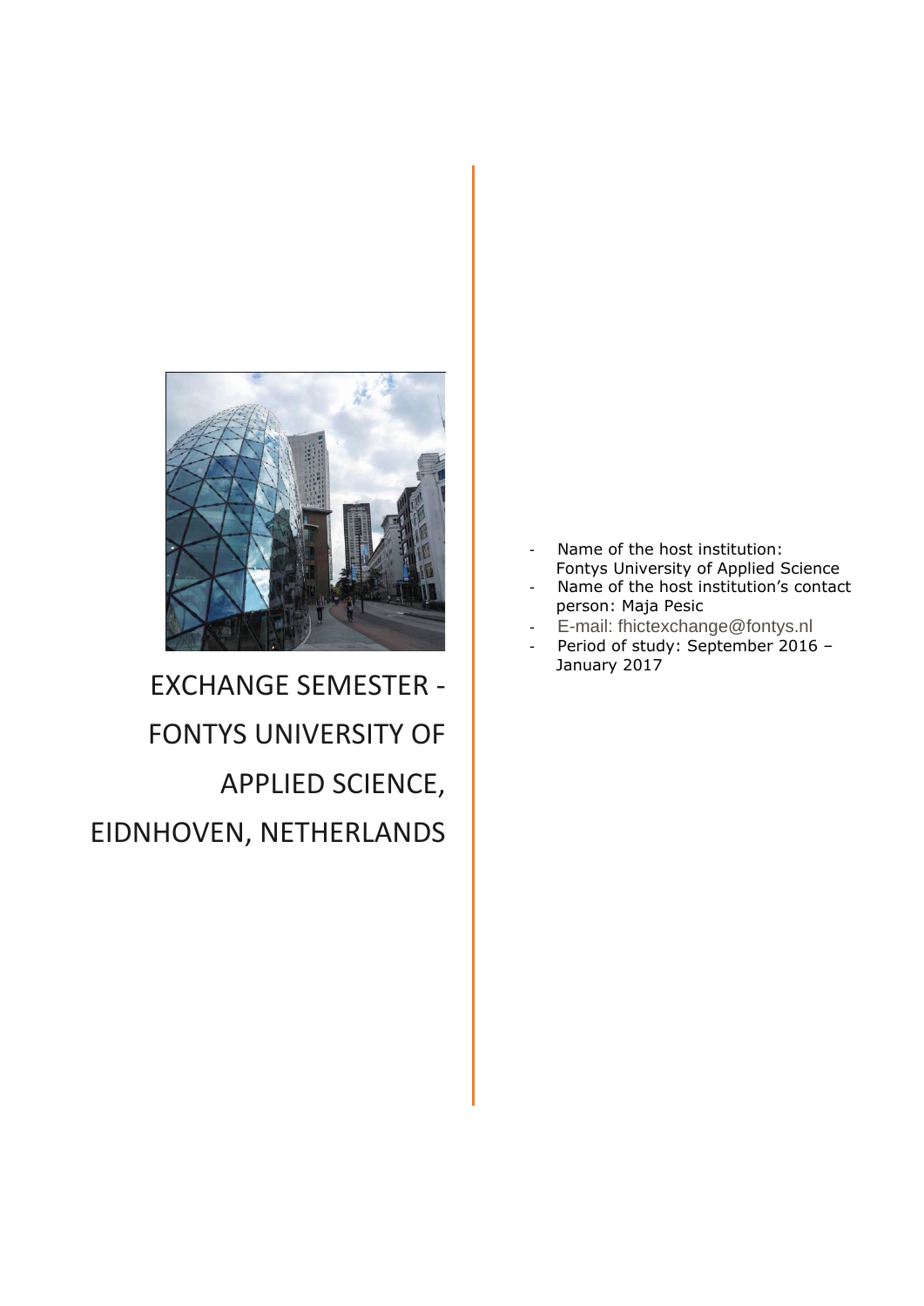# EXCHANGE SEMESTER - FONTYS UNIVERSITY OF APPLIED SCIENCE, EIDNHOVEN, NETHERLANDS

- Name of the host institution: Fontys University of Applied Science
- Name of the host institution's contact person: Maja Pesic
- E-mail: fhictexchange@fontys.nl
- Period of study: September 2016 – January 2017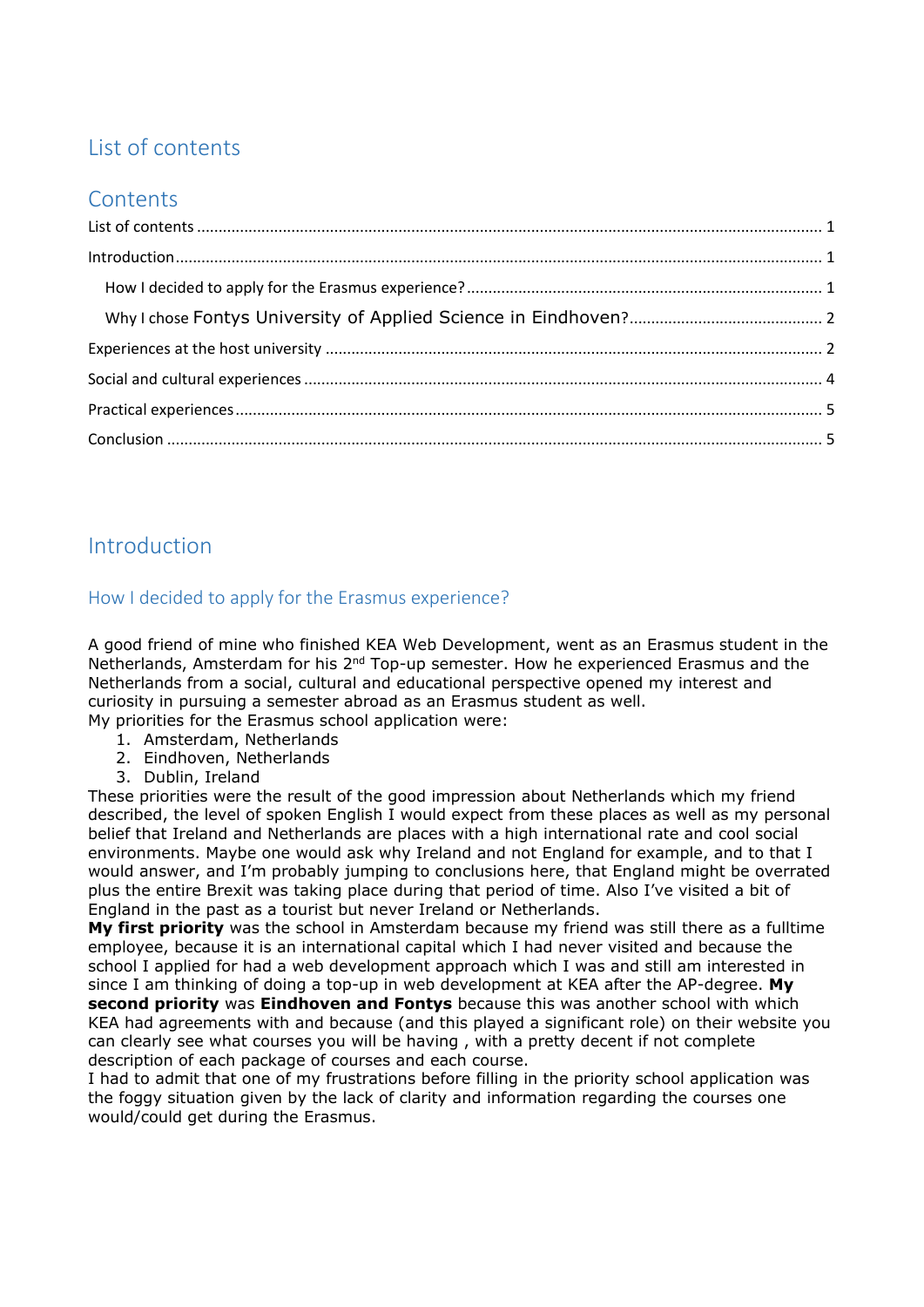# List of contents

## Contents

List of contents ..... 1

Introduction ..... 1

How I decided to apply for the Erasmus experience? ..... 1

Why I chose Fontys University of Applied Science in Eindhoven? ..... 2

Experiences at the host university ..... 2

Social and cultural experiences ..... 4

Practical experiences ..... 5

Conclusion ..... 5

# Introduction

## How I decided to apply for the Erasmus experience?

A good friend of mine who finished KEA Web Development, went as an Erasmus student in the Netherlands, Amsterdam for his 2nd Top-up semester. How he experienced Erasmus and the Netherlands from a social, cultural and educational perspective opened my interest and curiosity in pursuing a semester abroad as an Erasmus student as well.
My priorities for the Erasmus school application were:

1. Amsterdam, Netherlands
2. Eindhoven, Netherlands
3. Dublin, Ireland

These priorities were the result of the good impression about Netherlands which my friend described, the level of spoken English I would expect from these places as well as my personal belief that Ireland and Netherlands are places with a high international rate and cool social environments. Maybe one would ask why Ireland and not England for example, and to that I would answer, and I'm probably jumping to conclusions here, that England might be overrated plus the entire Brexit was taking place during that period of time. Also I've visited a bit of England in the past as a tourist but never Ireland or Netherlands.
**My first priority** was the school in Amsterdam because my friend was still there as a fulltime employee, because it is an international capital which I had never visited and because the school I applied for had a web development approach which I was and still am interested in since I am thinking of doing a top-up in web development at KEA after the AP-degree. **My second priority** was **Eindhoven and Fontys** because this was another school with which KEA had agreements with and because (and this played a significant role) on their website you can clearly see what courses you will be having , with a pretty decent if not complete description of each package of courses and each course.
I had to admit that one of my frustrations before filling in the priority school application was the foggy situation given by the lack of clarity and information regarding the courses one would/could get during the Erasmus.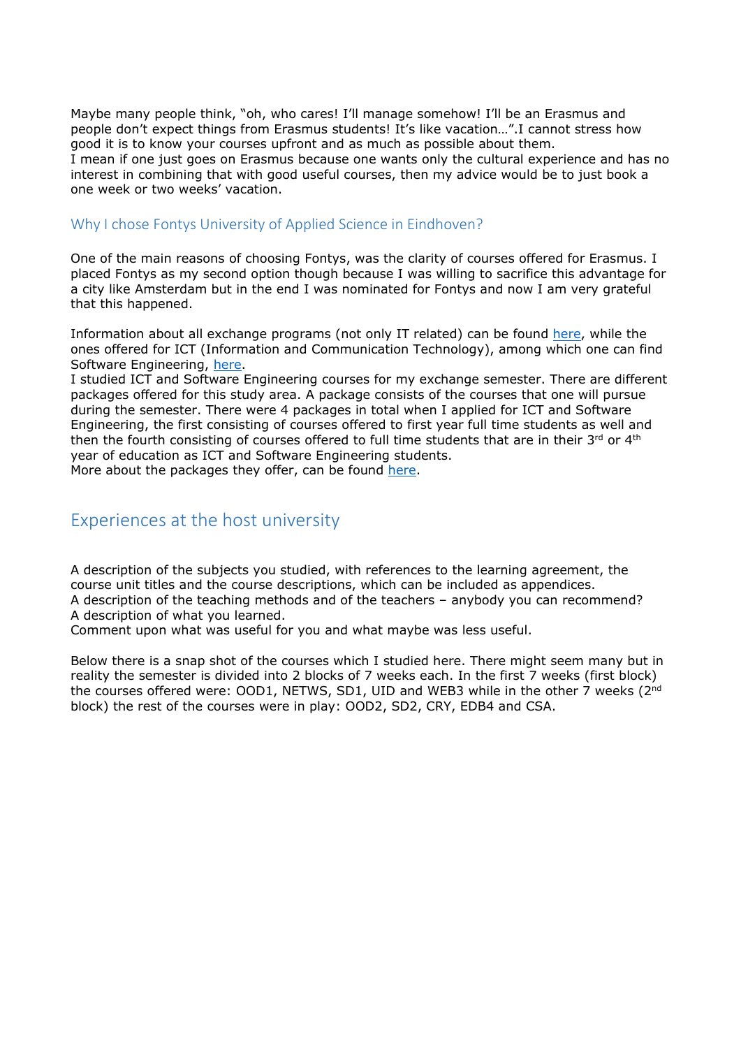Maybe many people think, "oh, who cares! I'll manage somehow! I'll be an Erasmus and people don't expect things from Erasmus students! It's like vacation…".I cannot stress how good it is to know your courses upfront and as much as possible about them.
I mean if one just goes on Erasmus because one wants only the cultural experience and has no interest in combining that with good useful courses, then my advice would be to just book a one week or two weeks' vacation.

### Why I chose Fontys University of Applied Science in Eindhoven?

One of the main reasons of choosing Fontys, was the clarity of courses offered for Erasmus. I placed Fontys as my second option though because I was willing to sacrifice this advantage for a city like Amsterdam but in the end I was nominated for Fontys and now I am very grateful that this happened.

Information about all exchange programs (not only IT related) can be found here, while the ones offered for ICT (Information and Communication Technology), among which one can find Software Engineering, here.
I studied ICT and Software Engineering courses for my exchange semester. There are different packages offered for this study area. A package consists of the courses that one will pursue during the semester. There were 4 packages in total when I applied for ICT and Software Engineering, the first consisting of courses offered to first year full time students as well and then the fourth consisting of courses offered to full time students that are in their 3rd or 4th year of education as ICT and Software Engineering students.
More about the packages they offer, can be found here.

## Experiences at the host university

A description of the subjects you studied, with references to the learning agreement, the course unit titles and the course descriptions, which can be included as appendices.
A description of the teaching methods and of the teachers – anybody you can recommend?
A description of what you learned.
Comment upon what was useful for you and what maybe was less useful.

Below there is a snap shot of the courses which I studied here. There might seem many but in reality the semester is divided into 2 blocks of 7 weeks each. In the first 7 weeks (first block) the courses offered were: OOD1, NETWS, SD1, UID and WEB3 while in the other 7 weeks (2nd block) the rest of the courses were in play: OOD2, SD2, CRY, EDB4 and CSA.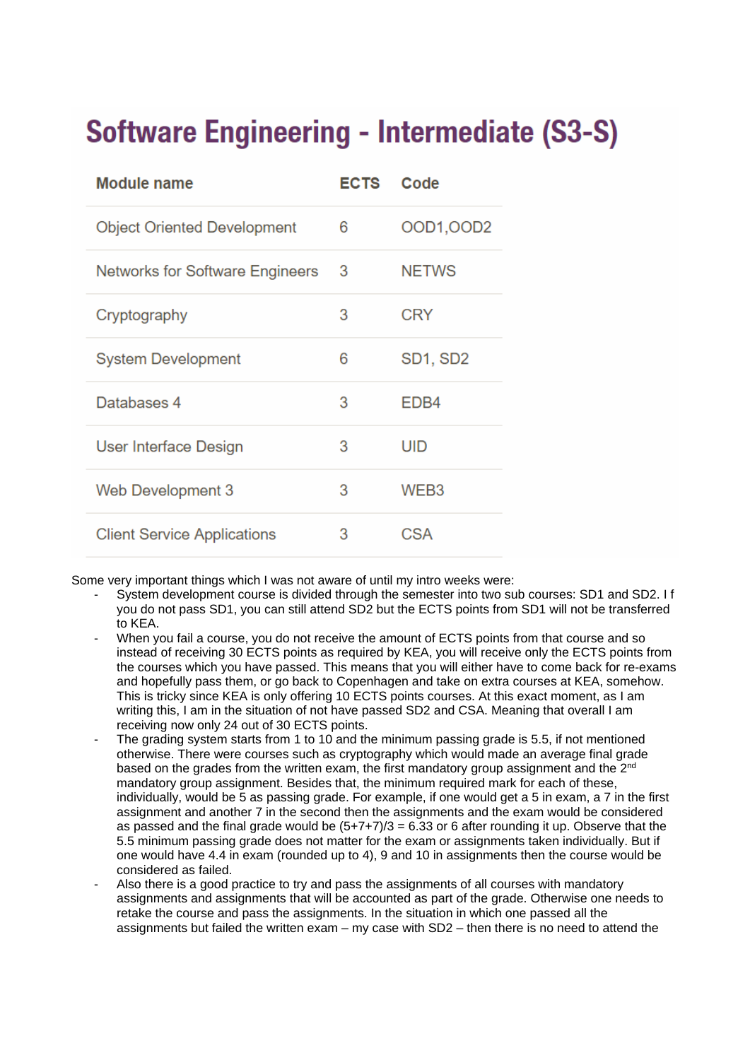# Software Engineering - Intermediate (S3-S)

| Module name | ECTS | Code |
|---|---|---|
| Object Oriented Development | 6 | OOD1,OOD2 |
| Networks for Software Engineers | 3 | NETWS |
| Cryptography | 3 | CRY |
| System Development | 6 | SD1, SD2 |
| Databases 4 | 3 | EDB4 |
| User Interface Design | 3 | UID |
| Web Development 3 | 3 | WEB3 |
| Client Service Applications | 3 | CSA |

Some very important things which I was not aware of until my intro weeks were:

- System development course is divided through the semester into two sub courses: SD1 and SD2. I f you do not pass SD1, you can still attend SD2 but the ECTS points from SD1 will not be transferred to KEA.
- When you fail a course, you do not receive the amount of ECTS points from that course and so instead of receiving 30 ECTS points as required by KEA, you will receive only the ECTS points from the courses which you have passed. This means that you will either have to come back for re-exams and hopefully pass them, or go back to Copenhagen and take on extra courses at KEA, somehow. This is tricky since KEA is only offering 10 ECTS points courses. At this exact moment, as I am writing this, I am in the situation of not have passed SD2 and CSA. Meaning that overall I am receiving now only 24 out of 30 ECTS points.
- The grading system starts from 1 to 10 and the minimum passing grade is 5.5, if not mentioned otherwise. There were courses such as cryptography which would made an average final grade based on the grades from the written exam, the first mandatory group assignment and the 2nd mandatory group assignment. Besides that, the minimum required mark for each of these, individually, would be 5 as passing grade. For example, if one would get a 5 in exam, a 7 in the first assignment and another 7 in the second then the assignments and the exam would be considered as passed and the final grade would be $(5+7+7)/3 = 6.33$ or 6 after rounding it up. Observe that the 5.5 minimum passing grade does not matter for the exam or assignments taken individually. But if one would have 4.4 in exam (rounded up to 4), 9 and 10 in assignments then the course would be considered as failed.
- Also there is a good practice to try and pass the assignments of all courses with mandatory assignments and assignments that will be accounted as part of the grade. Otherwise one needs to retake the course and pass the assignments. In the situation in which one passed all the assignments but failed the written exam – my case with SD2 – then there is no need to attend the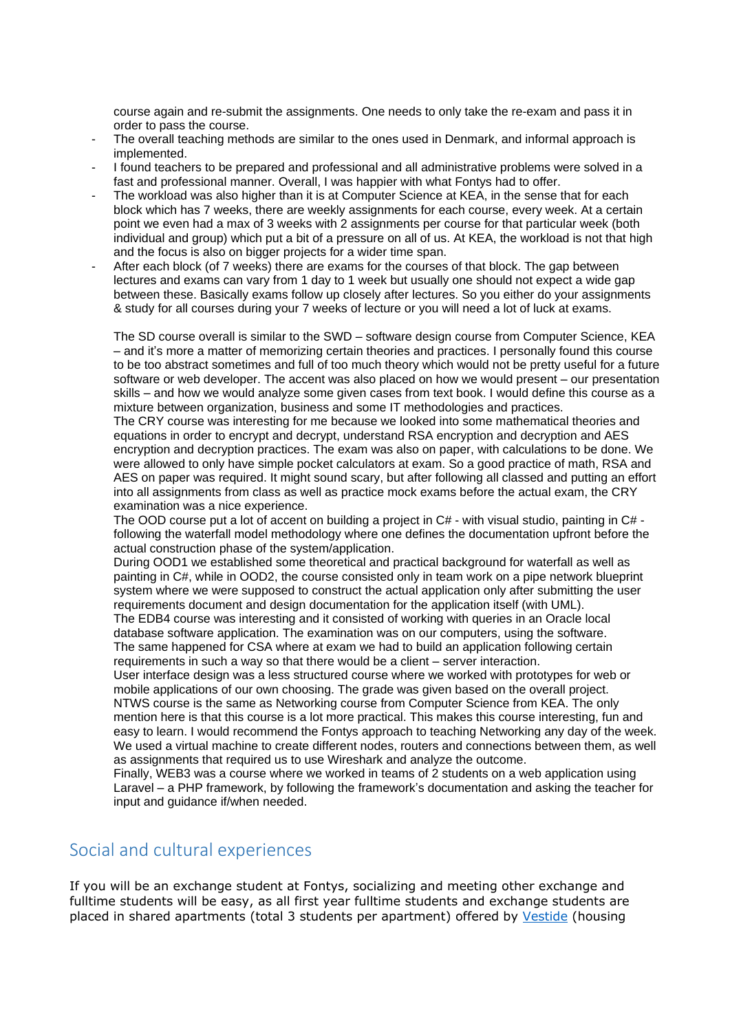course again and re-submit the assignments. One needs to only take the re-exam and pass it in order to pass the course.

- The overall teaching methods are similar to the ones used in Denmark, and informal approach is implemented.
- I found teachers to be prepared and professional and all administrative problems were solved in a fast and professional manner. Overall, I was happier with what Fontys had to offer.
- The workload was also higher than it is at Computer Science at KEA, in the sense that for each block which has 7 weeks, there are weekly assignments for each course, every week. At a certain point we even had a max of 3 weeks with 2 assignments per course for that particular week (both individual and group) which put a bit of a pressure on all of us. At KEA, the workload is not that high and the focus is also on bigger projects for a wider time span.
- After each block (of 7 weeks) there are exams for the courses of that block. The gap between lectures and exams can vary from 1 day to 1 week but usually one should not expect a wide gap between these. Basically exams follow up closely after lectures. So you either do your assignments & study for all courses during your 7 weeks of lecture or you will need a lot of luck at exams.

The SD course overall is similar to the SWD – software design course from Computer Science, KEA – and it's more a matter of memorizing certain theories and practices. I personally found this course to be too abstract sometimes and full of too much theory which would not be pretty useful for a future software or web developer. The accent was also placed on how we would present – our presentation skills – and how we would analyze some given cases from text book. I would define this course as a mixture between organization, business and some IT methodologies and practices.
The CRY course was interesting for me because we looked into some mathematical theories and equations in order to encrypt and decrypt, understand RSA encryption and decryption and AES encryption and decryption practices. The exam was also on paper, with calculations to be done. We were allowed to only have simple pocket calculators at exam. So a good practice of math, RSA and AES on paper was required. It might sound scary, but after following all classed and putting an effort into all assignments from class as well as practice mock exams before the actual exam, the CRY examination was a nice experience.
The OOD course put a lot of accent on building a project in C# - with visual studio, painting in C# - following the waterfall model methodology where one defines the documentation upfront before the actual construction phase of the system/application.
During OOD1 we established some theoretical and practical background for waterfall as well as painting in C#, while in OOD2, the course consisted only in team work on a pipe network blueprint system where we were supposed to construct the actual application only after submitting the user requirements document and design documentation for the application itself (with UML).
The EDB4 course was interesting and it consisted of working with queries in an Oracle local database software application. The examination was on our computers, using the software.
The same happened for CSA where at exam we had to build an application following certain requirements in such a way so that there would be a client – server interaction.
User interface design was a less structured course where we worked with prototypes for web or mobile applications of our own choosing. The grade was given based on the overall project.
NTWS course is the same as Networking course from Computer Science from KEA. The only mention here is that this course is a lot more practical. This makes this course interesting, fun and easy to learn. I would recommend the Fontys approach to teaching Networking any day of the week. We used a virtual machine to create different nodes, routers and connections between them, as well as assignments that required us to use Wireshark and analyze the outcome.
Finally, WEB3 was a course where we worked in teams of 2 students on a web application using Laravel – a PHP framework, by following the framework's documentation and asking the teacher for input and guidance if/when needed.

## Social and cultural experiences

If you will be an exchange student at Fontys, socializing and meeting other exchange and fulltime students will be easy, as all first year fulltime students and exchange students are placed in shared apartments (total 3 students per apartment) offered by Vestide (housing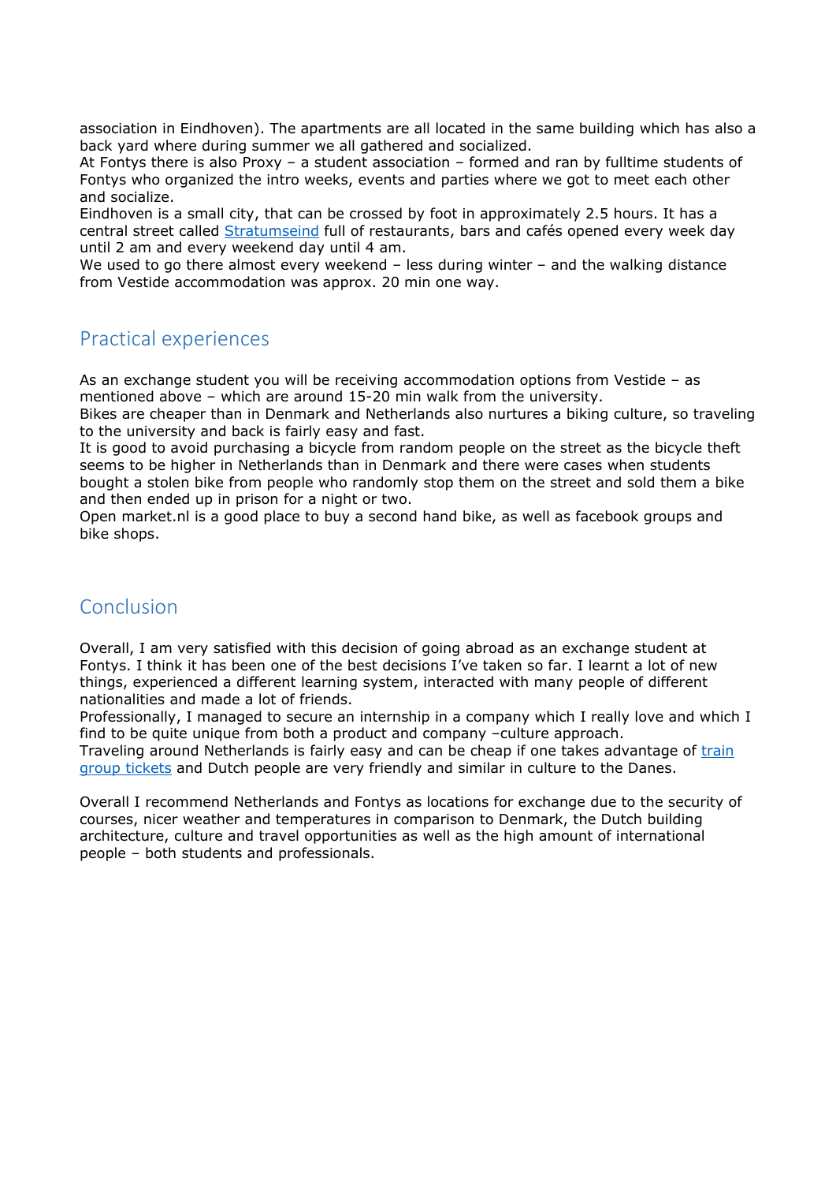association in Eindhoven). The apartments are all located in the same building which has also a back yard where during summer we all gathered and socialized.
At Fontys there is also Proxy – a student association – formed and ran by fulltime students of Fontys who organized the intro weeks, events and parties where we got to meet each other and socialize.
Eindhoven is a small city, that can be crossed by foot in approximately 2.5 hours. It has a central street called Stratumseind full of restaurants, bars and cafés opened every week day until 2 am and every weekend day until 4 am.
We used to go there almost every weekend – less during winter – and the walking distance from Vestide accommodation was approx. 20 min one way.

## Practical experiences

As an exchange student you will be receiving accommodation options from Vestide – as mentioned above – which are around 15-20 min walk from the university.
Bikes are cheaper than in Denmark and Netherlands also nurtures a biking culture, so traveling to the university and back is fairly easy and fast.
It is good to avoid purchasing a bicycle from random people on the street as the bicycle theft seems to be higher in Netherlands than in Denmark and there were cases when students bought a stolen bike from people who randomly stop them on the street and sold them a bike and then ended up in prison for a night or two.
Open market.nl is a good place to buy a second hand bike, as well as facebook groups and bike shops.

## Conclusion

Overall, I am very satisfied with this decision of going abroad as an exchange student at Fontys. I think it has been one of the best decisions I've taken so far. I learnt a lot of new things, experienced a different learning system, interacted with many people of different nationalities and made a lot of friends.
Professionally, I managed to secure an internship in a company which I really love and which I find to be quite unique from both a product and company –culture approach.
Traveling around Netherlands is fairly easy and can be cheap if one takes advantage of train group tickets and Dutch people are very friendly and similar in culture to the Danes.

Overall I recommend Netherlands and Fontys as locations for exchange due to the security of courses, nicer weather and temperatures in comparison to Denmark, the Dutch building architecture, culture and travel opportunities as well as the high amount of international people – both students and professionals.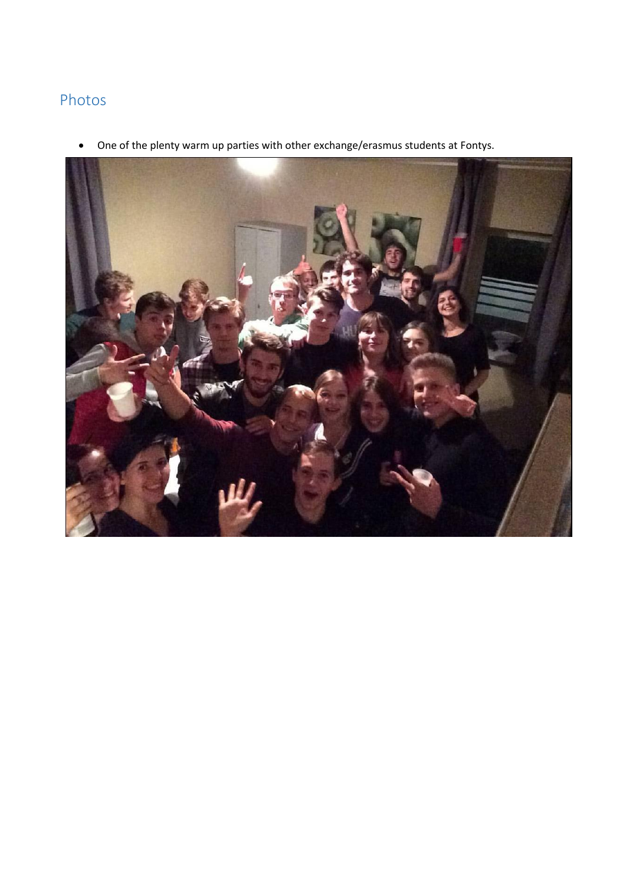## Photos

- One of the plenty warm up parties with other exchange/erasmus students at Fontys.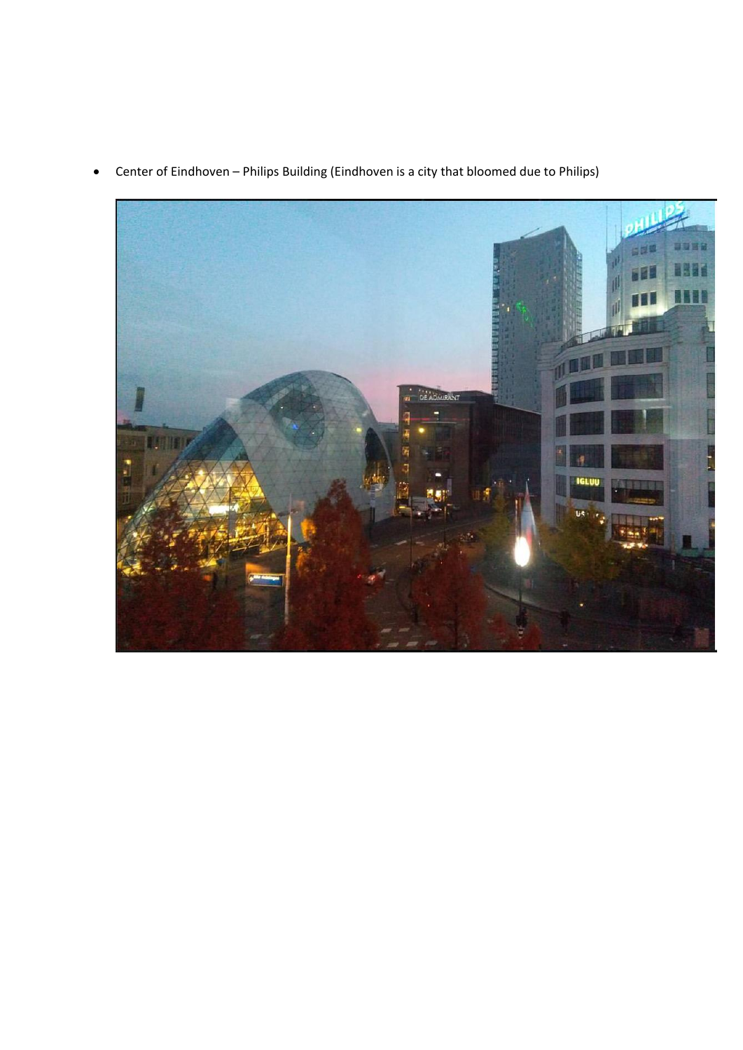- Center of Eindhoven – Philips Building (Eindhoven is a city that bloomed due to Philips)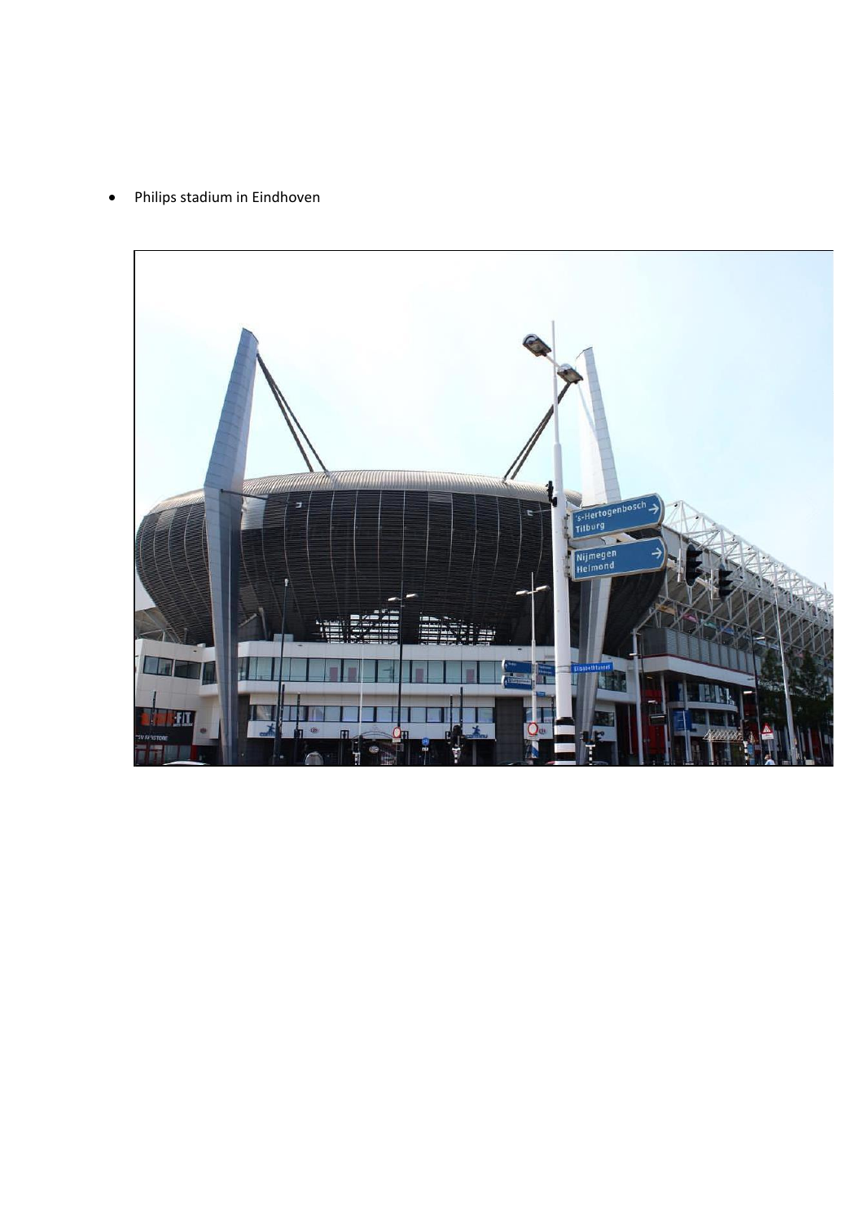- Philips stadium in Eindhoven